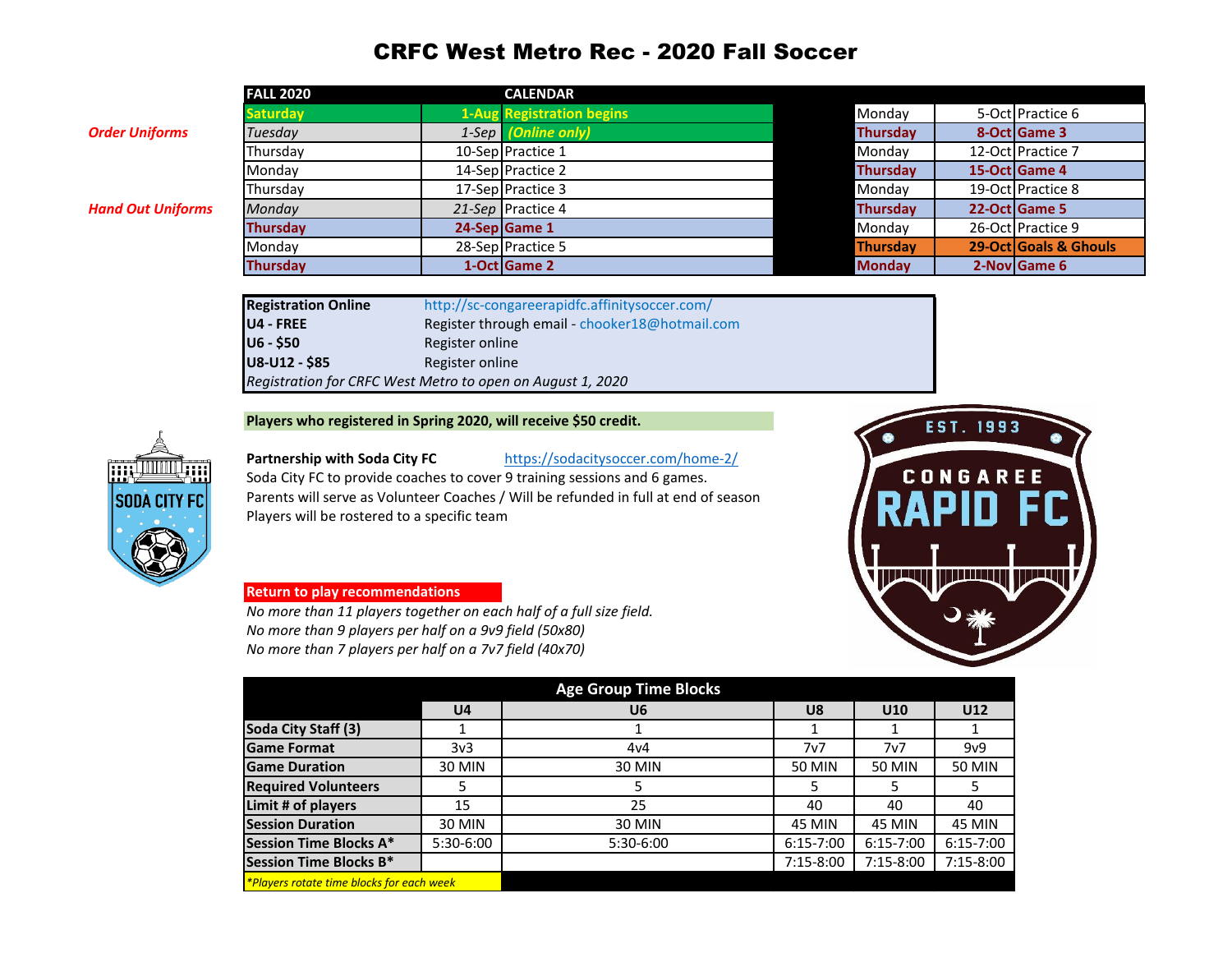# CRFC West Metro Rec - 2020 Fall Soccer

| | FALL 2020 | | CALENDAR | | | |
|---|---|---|---|---|---|---|
| | Saturday | 1-Aug | Registration begins | Monday | 5-Oct | Practice 6 |
| *Order Uniforms* | *Tuesday* | *1-Sep* | *(Online only)* | Thursday | 8-Oct | Game 3 |
| | Thursday | 10-Sep | Practice 1 | Monday | 12-Oct | Practice 7 |
| | Monday | 14-Sep | Practice 2 | Thursday | 15-Oct | Game 4 |
| | Thursday | 17-Sep | Practice 3 | Monday | 19-Oct | Practice 8 |
| *Hand Out Uniforms* | *Monday* | *21-Sep* | Practice 4 | Thursday | 22-Oct | Game 5 |
| | Thursday | 24-Sep | Game 1 | Monday | 26-Oct | Practice 9 |
| | Monday | 28-Sep | Practice 5 | Thursday | 29-Oct | Goals & Ghouls |
| | Thursday | 1-Oct | Game 2 | Monday | 2-Nov | Game 6 |

| | |
|---|---|
| **Registration Online** | http://sc-congareerapidfc.affinitysoccer.com/ |
| **U4 - FREE** | Register through email - chooker18@hotmail.com |
| **U6 - $50** | Register online |
| **U8-U12 - $85** | Register online |
| *Registration for CRFC West Metro to open on August 1, 2020* | |

**Players who registered in Spring 2020, will receive $50 credit.**

**Partnership with Soda City FC** https://sodacitysoccer.com/home-2/

Soda City FC to provide coaches to cover 9 training sessions and 6 games.

Parents will serve as Volunteer Coaches / Will be refunded in full at end of season

Players will be rostered to a specific team

**Return to play recommendations**

*No more than 11 players together on each half of a full size field.*

*No more than 9 players per half on a 9v9 field (50x80)*

*No more than 7 players per half on a 7v7 field (40x70)*

| Age Group Time Blocks | | | | | |
|---|---|---|---|---|---|
| | **U4** | **U6** | **U8** | **U10** | **U12** |
| **Soda City Staff (3)** | 1 | 1 | 1 | 1 | 1 |
| **Game Format** | 3v3 | 4v4 | 7v7 | 7v7 | 9v9 |
| **Game Duration** | 30 MIN | 30 MIN | 50 MIN | 50 MIN | 50 MIN |
| **Required Volunteers** | 5 | 5 | 5 | 5 | 5 |
| **Limit # of players** | 15 | 25 | 40 | 40 | 40 |
| **Session Duration** | 30 MIN | 30 MIN | 45 MIN | 45 MIN | 45 MIN |
| **Session Time Blocks A*** | 5:30-6:00 | 5:30-6:00 | 6:15-7:00 | 6:15-7:00 | 6:15-7:00 |
| **Session Time Blocks B*** | | | 7:15-8:00 | 7:15-8:00 | 7:15-8:00 |

*\*Players rotate time blocks for each week*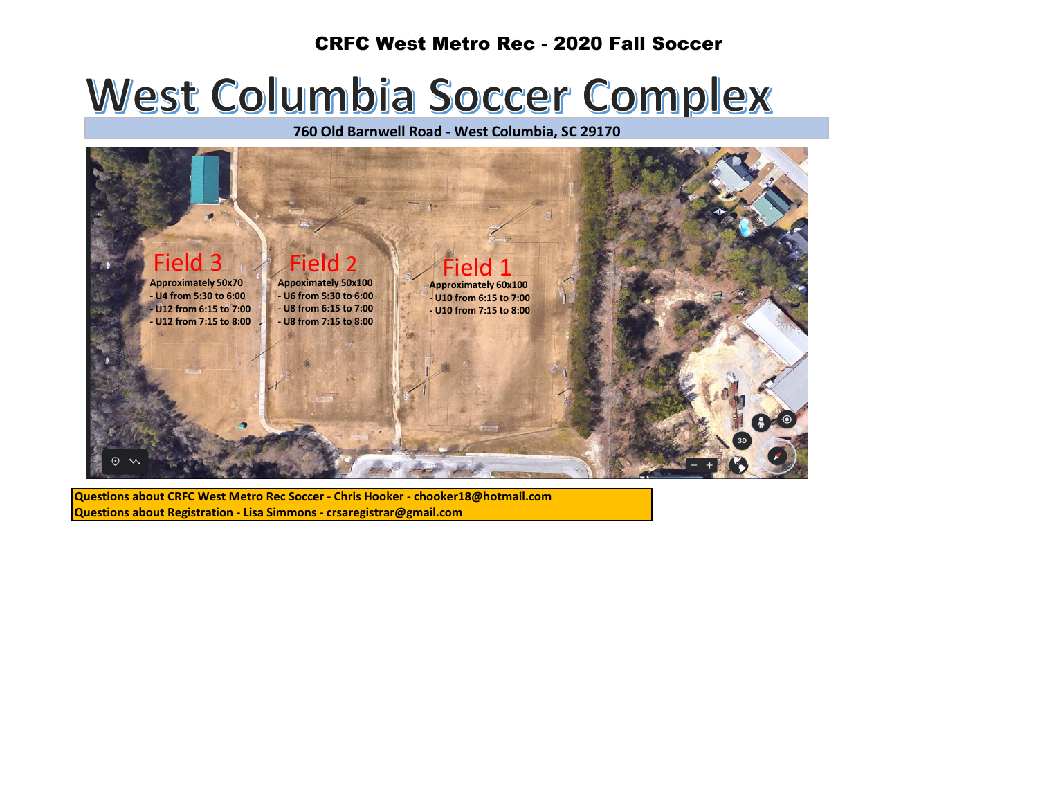CRFC West Metro Rec - 2020 Fall Soccer

# West Columbia Soccer Complex

**760 Old Barnwell Road - West Columbia, SC 29170**

Field 3

**Approximately 50x70**
- **U4 from 5:30 to 6:00**
- **U12 from 6:15 to 7:00**
- **U12 from 7:15 to 8:00**

Field 2

**Appoximately 50x100**
- **U6 from 5:30 to 6:00**
- **U8 from 6:15 to 7:00**
- **U8 from 7:15 to 8:00**

Field 1

**Approximately 60x100**
- **U10 from 6:15 to 7:00**
- **U10 from 7:15 to 8:00**

**Questions about CRFC West Metro Rec Soccer - Chris Hooker - chooker18@hotmail.com**
**Questions about Registration - Lisa Simmons - crsaregistrar@gmail.com**